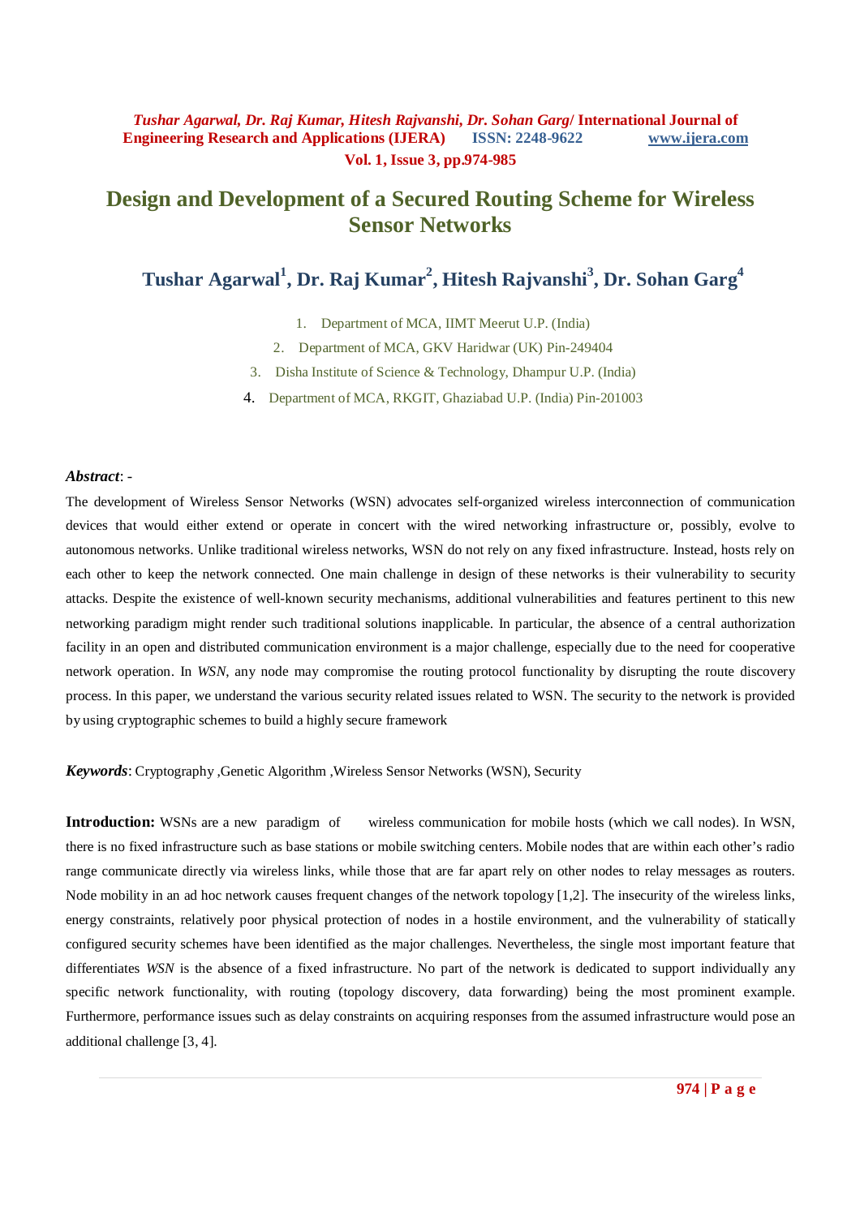# Design and Development of a Secured Routing Scheme for Wireless Sensor Networks

**Tushar Agarwal[1], Dr. Raj Kumar[2], Hitesh Rajvanshi[3], Dr. Sohan Garg[4]**

1. Department of MCA, IIMT Meerut U.P. (India)
2. Department of MCA, GKV Haridwar (UK) Pin-249404
3. Disha Institute of Science & Technology, Dhampur U.P. (India)
4. Department of MCA, RKGIT, Ghaziabad U.P. (India) Pin-201003

***Abstract***: -

The development of Wireless Sensor Networks (WSN) advocates self-organized wireless interconnection of communication devices that would either extend or operate in concert with the wired networking infrastructure or, possibly, evolve to autonomous networks. Unlike traditional wireless networks, WSN do not rely on any fixed infrastructure. Instead, hosts rely on each other to keep the network connected. One main challenge in design of these networks is their vulnerability to security attacks. Despite the existence of well-known security mechanisms, additional vulnerabilities and features pertinent to this new networking paradigm might render such traditional solutions inapplicable. In particular, the absence of a central authorization facility in an open and distributed communication environment is a major challenge, especially due to the need for cooperative network operation. In *WSN*, any node may compromise the routing protocol functionality by disrupting the route discovery process. In this paper, we understand the various security related issues related to WSN. The security to the network is provided by using cryptographic schemes to build a highly secure framework

***Keywords***: Cryptography ,Genetic Algorithm ,Wireless Sensor Networks (WSN), Security

**Introduction:** WSNs are a new paradigm of wireless communication for mobile hosts (which we call nodes). In WSN, there is no fixed infrastructure such as base stations or mobile switching centers. Mobile nodes that are within each other's radio range communicate directly via wireless links, while those that are far apart rely on other nodes to relay messages as routers. Node mobility in an ad hoc network causes frequent changes of the network topology [1,2]. The insecurity of the wireless links, energy constraints, relatively poor physical protection of nodes in a hostile environment, and the vulnerability of statically configured security schemes have been identified as the major challenges. Nevertheless, the single most important feature that differentiates *WSN* is the absence of a fixed infrastructure. No part of the network is dedicated to support individually any specific network functionality, with routing (topology discovery, data forwarding) being the most prominent example. Furthermore, performance issues such as delay constraints on acquiring responses from the assumed infrastructure would pose an additional challenge [3, 4].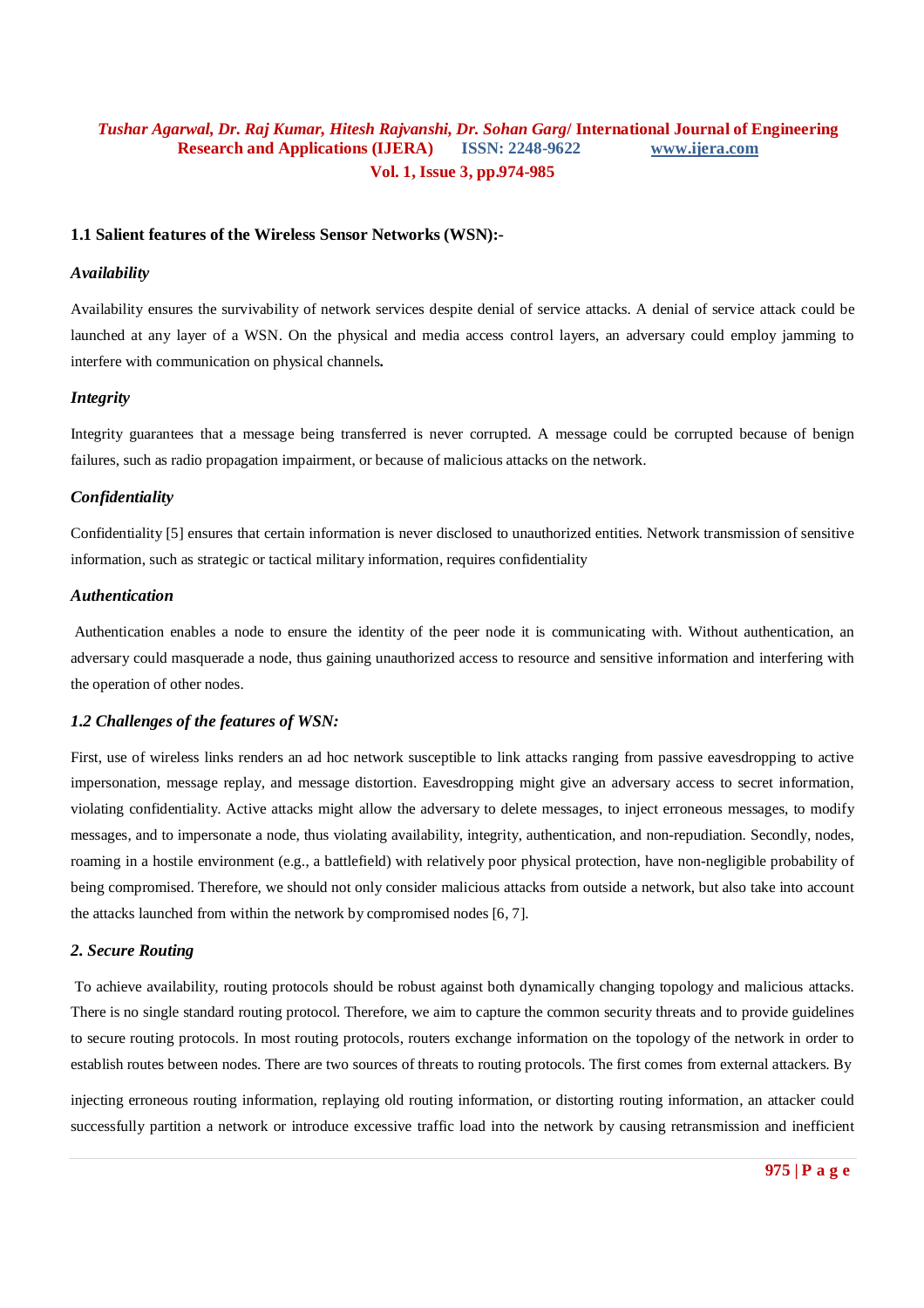### 1.1 Salient features of the Wireless Sensor Networks (WSN):-

#### *Availability*

Availability ensures the survivability of network services despite denial of service attacks. A denial of service attack could be launched at any layer of a WSN. On the physical and media access control layers, an adversary could employ jamming to interfere with communication on physical channels**.**

#### *Integrity*

Integrity guarantees that a message being transferred is never corrupted. A message could be corrupted because of benign failures, such as radio propagation impairment, or because of malicious attacks on the network.

#### *Confidentiality*

Confidentiality [5] ensures that certain information is never disclosed to unauthorized entities. Network transmission of sensitive information, such as strategic or tactical military information, requires confidentiality

#### *Authentication*

Authentication enables a node to ensure the identity of the peer node it is communicating with. Without authentication, an adversary could masquerade a node, thus gaining unauthorized access to resource and sensitive information and interfering with the operation of other nodes.

### *1.2 Challenges of the features of WSN:*

First, use of wireless links renders an ad hoc network susceptible to link attacks ranging from passive eavesdropping to active impersonation, message replay, and message distortion. Eavesdropping might give an adversary access to secret information, violating confidentiality. Active attacks might allow the adversary to delete messages, to inject erroneous messages, to modify messages, and to impersonate a node, thus violating availability, integrity, authentication, and non-repudiation. Secondly, nodes, roaming in a hostile environment (e.g., a battlefield) with relatively poor physical protection, have non-negligible probability of being compromised. Therefore, we should not only consider malicious attacks from outside a network, but also take into account the attacks launched from within the network by compromised nodes [6, 7].

## *2. Secure Routing*

To achieve availability, routing protocols should be robust against both dynamically changing topology and malicious attacks. There is no single standard routing protocol. Therefore, we aim to capture the common security threats and to provide guidelines to secure routing protocols. In most routing protocols, routers exchange information on the topology of the network in order to establish routes between nodes. There are two sources of threats to routing protocols. The first comes from external attackers. By injecting erroneous routing information, replaying old routing information, or distorting routing information, an attacker could successfully partition a network or introduce excessive traffic load into the network by causing retransmission and inefficient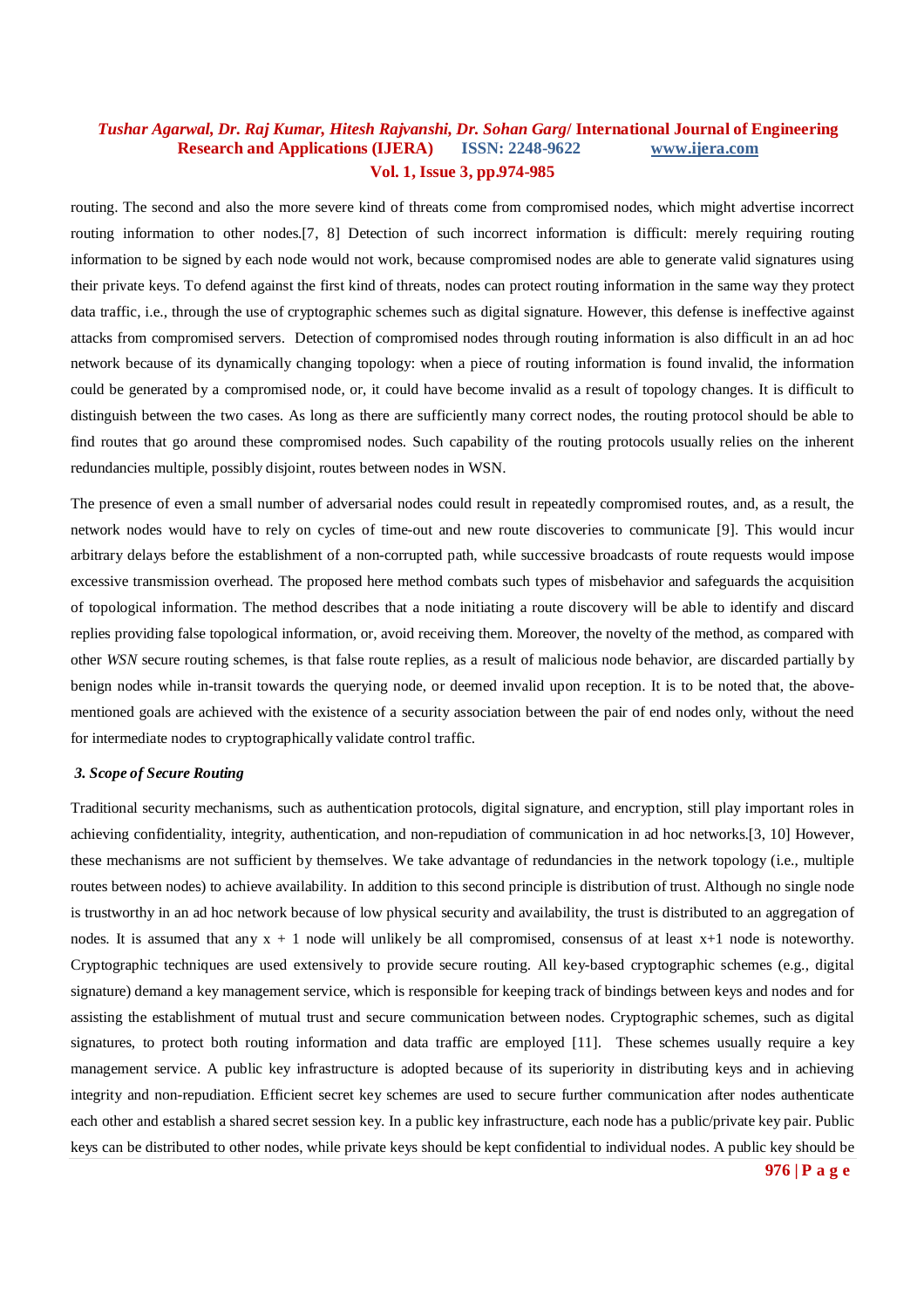routing. The second and also the more severe kind of threats come from compromised nodes, which might advertise incorrect routing information to other nodes.[7, 8] Detection of such incorrect information is difficult: merely requiring routing information to be signed by each node would not work, because compromised nodes are able to generate valid signatures using their private keys. To defend against the first kind of threats, nodes can protect routing information in the same way they protect data traffic, i.e., through the use of cryptographic schemes such as digital signature. However, this defense is ineffective against attacks from compromised servers.  Detection of compromised nodes through routing information is also difficult in an ad hoc network because of its dynamically changing topology: when a piece of routing information is found invalid, the information could be generated by a compromised node, or, it could have become invalid as a result of topology changes. It is difficult to distinguish between the two cases. As long as there are sufficiently many correct nodes, the routing protocol should be able to find routes that go around these compromised nodes. Such capability of the routing protocols usually relies on the inherent redundancies multiple, possibly disjoint, routes between nodes in WSN.

The presence of even a small number of adversarial nodes could result in repeatedly compromised routes, and, as a result, the network nodes would have to rely on cycles of time-out and new route discoveries to communicate [9]. This would incur arbitrary delays before the establishment of a non-corrupted path, while successive broadcasts of route requests would impose excessive transmission overhead. The proposed here method combats such types of misbehavior and safeguards the acquisition of topological information. The method describes that a node initiating a route discovery will be able to identify and discard replies providing false topological information, or, avoid receiving them. Moreover, the novelty of the method, as compared with other *WSN* secure routing schemes, is that false route replies, as a result of malicious node behavior, are discarded partially by benign nodes while in-transit towards the querying node, or deemed invalid upon reception. It is to be noted that, the above-mentioned goals are achieved with the existence of a security association between the pair of end nodes only, without the need for intermediate nodes to cryptographically validate control traffic.

### *3. Scope of Secure Routing*

Traditional security mechanisms, such as authentication protocols, digital signature, and encryption, still play important roles in achieving confidentiality, integrity, authentication, and non-repudiation of communication in ad hoc networks.[3, 10] However, these mechanisms are not sufficient by themselves. We take advantage of redundancies in the network topology (i.e., multiple routes between nodes) to achieve availability. In addition to this second principle is distribution of trust. Although no single node is trustworthy in an ad hoc network because of low physical security and availability, the trust is distributed to an aggregation of nodes. It is assumed that any $x + 1$ node will unlikely be all compromised, consensus of at least $x+1$ node is noteworthy. Cryptographic techniques are used extensively to provide secure routing. All key-based cryptographic schemes (e.g., digital signature) demand a key management service, which is responsible for keeping track of bindings between keys and nodes and for assisting the establishment of mutual trust and secure communication between nodes. Cryptographic schemes, such as digital signatures, to protect both routing information and data traffic are employed [11].  These schemes usually require a key management service. A public key infrastructure is adopted because of its superiority in distributing keys and in achieving integrity and non-repudiation. Efficient secret key schemes are used to secure further communication after nodes authenticate each other and establish a shared secret session key. In a public key infrastructure, each node has a public/private key pair. Public keys can be distributed to other nodes, while private keys should be kept confidential to individual nodes. A public key should be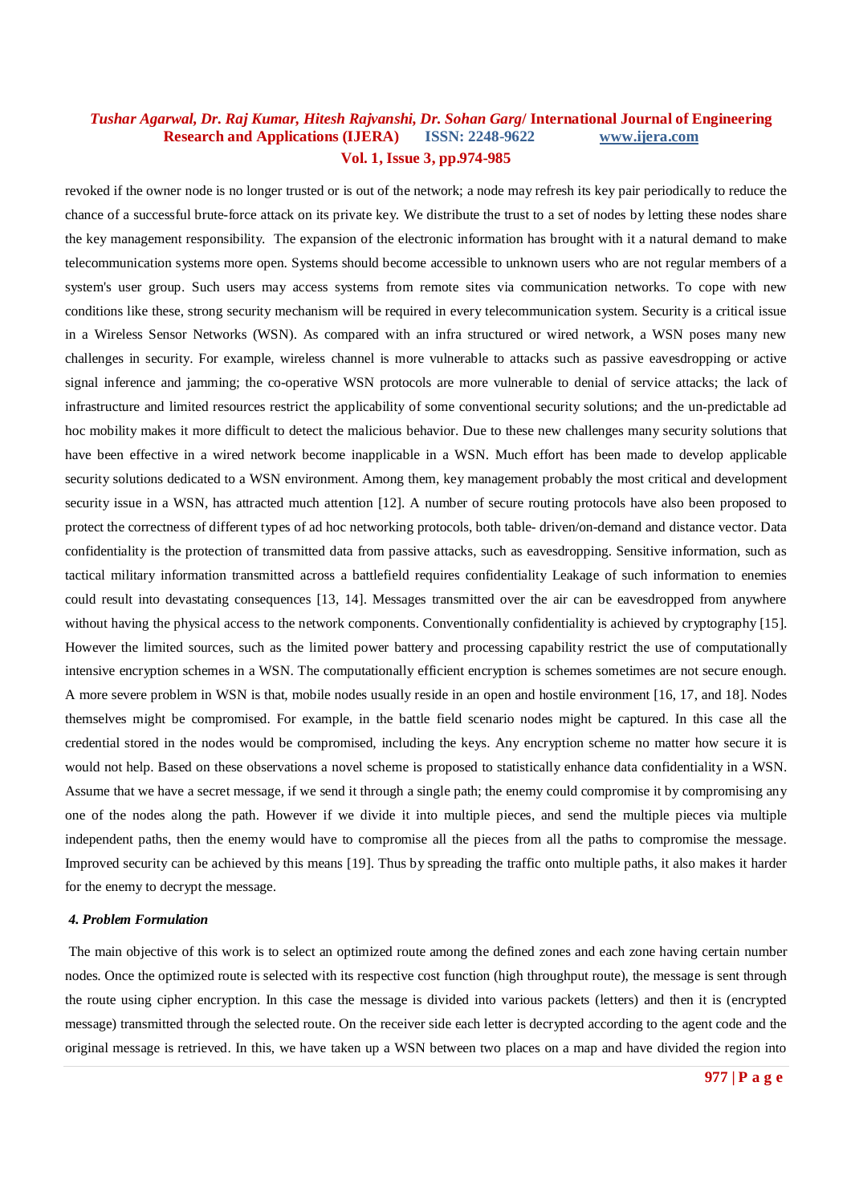revoked if the owner node is no longer trusted or is out of the network; a node may refresh its key pair periodically to reduce the chance of a successful brute-force attack on its private key. We distribute the trust to a set of nodes by letting these nodes share the key management responsibility. The expansion of the electronic information has brought with it a natural demand to make telecommunication systems more open. Systems should become accessible to unknown users who are not regular members of a system's user group. Such users may access systems from remote sites via communication networks. To cope with new conditions like these, strong security mechanism will be required in every telecommunication system. Security is a critical issue in a Wireless Sensor Networks (WSN). As compared with an infra structured or wired network, a WSN poses many new challenges in security. For example, wireless channel is more vulnerable to attacks such as passive eavesdropping or active signal inference and jamming; the co-operative WSN protocols are more vulnerable to denial of service attacks; the lack of infrastructure and limited resources restrict the applicability of some conventional security solutions; and the un-predictable ad hoc mobility makes it more difficult to detect the malicious behavior. Due to these new challenges many security solutions that have been effective in a wired network become inapplicable in a WSN. Much effort has been made to develop applicable security solutions dedicated to a WSN environment. Among them, key management probably the most critical and development security issue in a WSN, has attracted much attention [12]. A number of secure routing protocols have also been proposed to protect the correctness of different types of ad hoc networking protocols, both table- driven/on-demand and distance vector. Data confidentiality is the protection of transmitted data from passive attacks, such as eavesdropping. Sensitive information, such as tactical military information transmitted across a battlefield requires confidentiality Leakage of such information to enemies could result into devastating consequences [13, 14]. Messages transmitted over the air can be eavesdropped from anywhere without having the physical access to the network components. Conventionally confidentiality is achieved by cryptography [15]. However the limited sources, such as the limited power battery and processing capability restrict the use of computationally intensive encryption schemes in a WSN. The computationally efficient encryption is schemes sometimes are not secure enough. A more severe problem in WSN is that, mobile nodes usually reside in an open and hostile environment [16, 17, and 18]. Nodes themselves might be compromised. For example, in the battle field scenario nodes might be captured. In this case all the credential stored in the nodes would be compromised, including the keys. Any encryption scheme no matter how secure it is would not help. Based on these observations a novel scheme is proposed to statistically enhance data confidentiality in a WSN. Assume that we have a secret message, if we send it through a single path; the enemy could compromise it by compromising any one of the nodes along the path. However if we divide it into multiple pieces, and send the multiple pieces via multiple independent paths, then the enemy would have to compromise all the pieces from all the paths to compromise the message. Improved security can be achieved by this means [19]. Thus by spreading the traffic onto multiple paths, it also makes it harder for the enemy to decrypt the message.

### *4. Problem Formulation*

The main objective of this work is to select an optimized route among the defined zones and each zone having certain number nodes. Once the optimized route is selected with its respective cost function (high throughput route), the message is sent through the route using cipher encryption. In this case the message is divided into various packets (letters) and then it is (encrypted message) transmitted through the selected route. On the receiver side each letter is decrypted according to the agent code and the original message is retrieved. In this, we have taken up a WSN between two places on a map and have divided the region into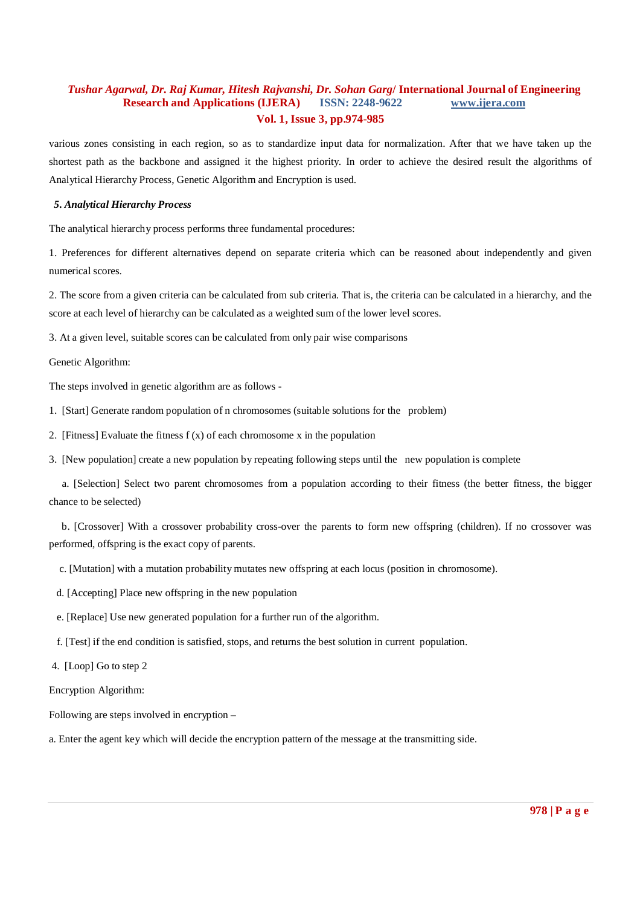various zones consisting in each region, so as to standardize input data for normalization. After that we have taken up the shortest path as the backbone and assigned it the highest priority. In order to achieve the desired result the algorithms of Analytical Hierarchy Process, Genetic Algorithm and Encryption is used.

### *5. Analytical Hierarchy Process*

The analytical hierarchy process performs three fundamental procedures:

1. Preferences for different alternatives depend on separate criteria which can be reasoned about independently and given numerical scores.

2. The score from a given criteria can be calculated from sub criteria. That is, the criteria can be calculated in a hierarchy, and the score at each level of hierarchy can be calculated as a weighted sum of the lower level scores.

3. At a given level, suitable scores can be calculated from only pair wise comparisons

Genetic Algorithm:

The steps involved in genetic algorithm are as follows -

1. [Start] Generate random population of n chromosomes (suitable solutions for the problem)

2. [Fitness] Evaluate the fitness f (x) of each chromosome x in the population

3. [New population] create a new population by repeating following steps until the new population is complete

   a. [Selection] Select two parent chromosomes from a population according to their fitness (the better fitness, the bigger chance to be selected)

   b. [Crossover] With a crossover probability cross-over the parents to form new offspring (children). If no crossover was performed, offspring is the exact copy of parents.

   c. [Mutation] with a mutation probability mutates new offspring at each locus (position in chromosome).

   d. [Accepting] Place new offspring in the new population

   e. [Replace] Use new generated population for a further run of the algorithm.

   f. [Test] if the end condition is satisfied, stops, and returns the best solution in current population.

4. [Loop] Go to step 2

Encryption Algorithm:

Following are steps involved in encryption –

a. Enter the agent key which will decide the encryption pattern of the message at the transmitting side.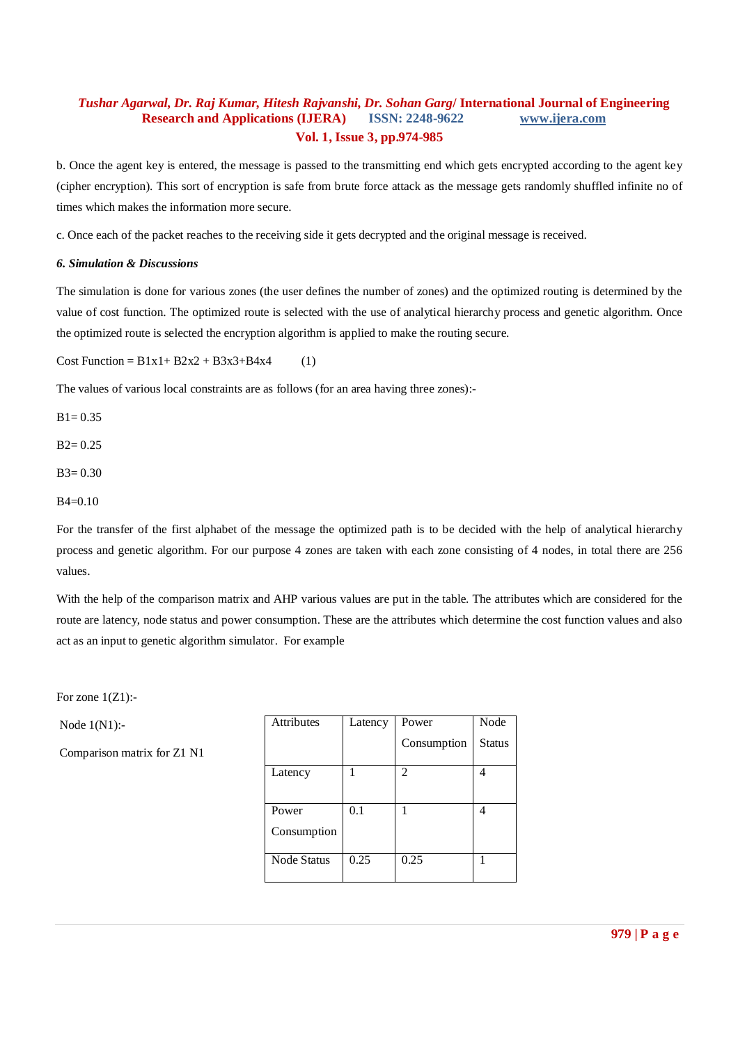b. Once the agent key is entered, the message is passed to the transmitting end which gets encrypted according to the agent key (cipher encryption). This sort of encryption is safe from brute force attack as the message gets randomly shuffled infinite no of times which makes the information more secure.

c. Once each of the packet reaches to the receiving side it gets decrypted and the original message is received.

### *6. Simulation & Discussions*

The simulation is done for various zones (the user defines the number of zones) and the optimized routing is determined by the value of cost function. The optimized route is selected with the use of analytical hierarchy process and genetic algorithm. Once the optimized route is selected the encryption algorithm is applied to make the routing secure.

Cost Function = $B1x1 + B2x2 + B3x3 + B4x4$ (1)

The values of various local constraints are as follows (for an area having three zones):-

B1= 0.35

B2= 0.25

B3= 0.30

B4=0.10

For the transfer of the first alphabet of the message the optimized path is to be decided with the help of analytical hierarchy process and genetic algorithm. For our purpose 4 zones are taken with each zone consisting of 4 nodes, in total there are 256 values.

With the help of the comparison matrix and AHP various values are put in the table. The attributes which are considered for the route are latency, node status and power consumption. These are the attributes which determine the cost function values and also act as an input to genetic algorithm simulator. For example

For zone 1(Z1):-

Node 1(N1):-

Comparison matrix for Z1 N1

| Attributes | Latency | Power Consumption | Node Status |
|---|---|---|---|
| Latency | 1 | 2 | 4 |
| Power Consumption | 0.1 | 1 | 4 |
| Node Status | 0.25 | 0.25 | 1 |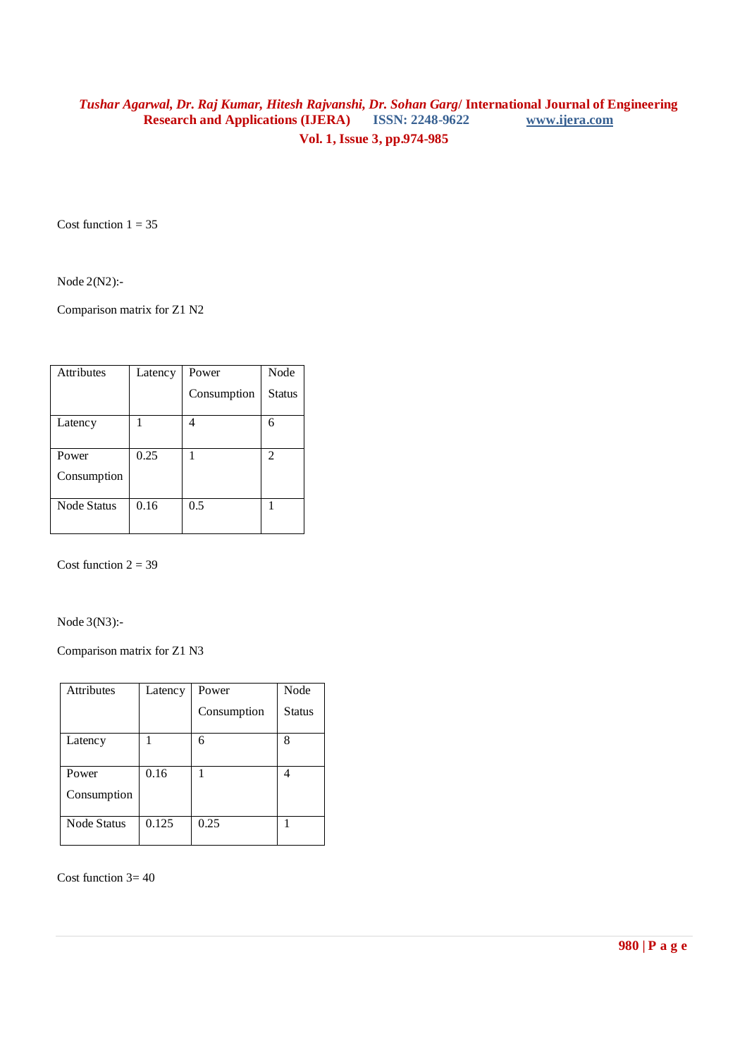Cost function 1 = 35

Node 2(N2):-

Comparison matrix for Z1 N2

| Attributes | Latency | Power Consumption | Node Status |
| --- | --- | --- | --- |
| Latency | 1 | 4 | 6 |
| Power Consumption | 0.25 | 1 | 2 |
| Node Status | 0.16 | 0.5 | 1 |

Cost function 2 = 39

Node 3(N3):-

Comparison matrix for Z1 N3

| Attributes | Latency | Power Consumption | Node Status |
| --- | --- | --- | --- |
| Latency | 1 | 6 | 8 |
| Power Consumption | 0.16 | 1 | 4 |
| Node Status | 0.125 | 0.25 | 1 |

Cost function 3= 40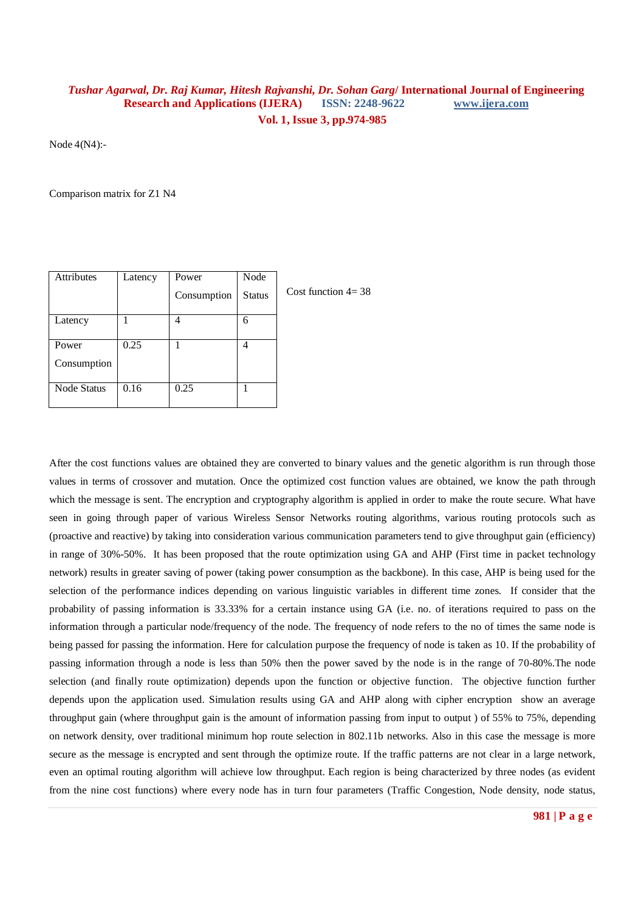Node 4(N4):-

Comparison matrix for Z1 N4

| Attributes | Latency | Power Consumption | Node Status |
|---|---|---|---|
| Latency | 1 | 4 | 6 |
| Power Consumption | 0.25 | 1 | 4 |
| Node Status | 0.16 | 0.25 | 1 |

Cost function 4= 38

After the cost functions values are obtained they are converted to binary values and the genetic algorithm is run through those values in terms of crossover and mutation. Once the optimized cost function values are obtained, we know the path through which the message is sent. The encryption and cryptography algorithm is applied in order to make the route secure. What have seen in going through paper of various Wireless Sensor Networks routing algorithms, various routing protocols such as (proactive and reactive) by taking into consideration various communication parameters tend to give throughput gain (efficiency) in range of 30%-50%. It has been proposed that the route optimization using GA and AHP (First time in packet technology network) results in greater saving of power (taking power consumption as the backbone). In this case, AHP is being used for the selection of the performance indices depending on various linguistic variables in different time zones. If consider that the probability of passing information is 33.33% for a certain instance using GA (i.e. no. of iterations required to pass on the information through a particular node/frequency of the node. The frequency of node refers to the no of times the same node is being passed for passing the information. Here for calculation purpose the frequency of node is taken as 10. If the probability of passing information through a node is less than 50% then the power saved by the node is in the range of 70-80%.The node selection (and finally route optimization) depends upon the function or objective function. The objective function further depends upon the application used. Simulation results using GA and AHP along with cipher encryption show an average throughput gain (where throughput gain is the amount of information passing from input to output ) of 55% to 75%, depending on network density, over traditional minimum hop route selection in 802.11b networks. Also in this case the message is more secure as the message is encrypted and sent through the optimize route. If the traffic patterns are not clear in a large network, even an optimal routing algorithm will achieve low throughput. Each region is being characterized by three nodes (as evident from the nine cost functions) where every node has in turn four parameters (Traffic Congestion, Node density, node status,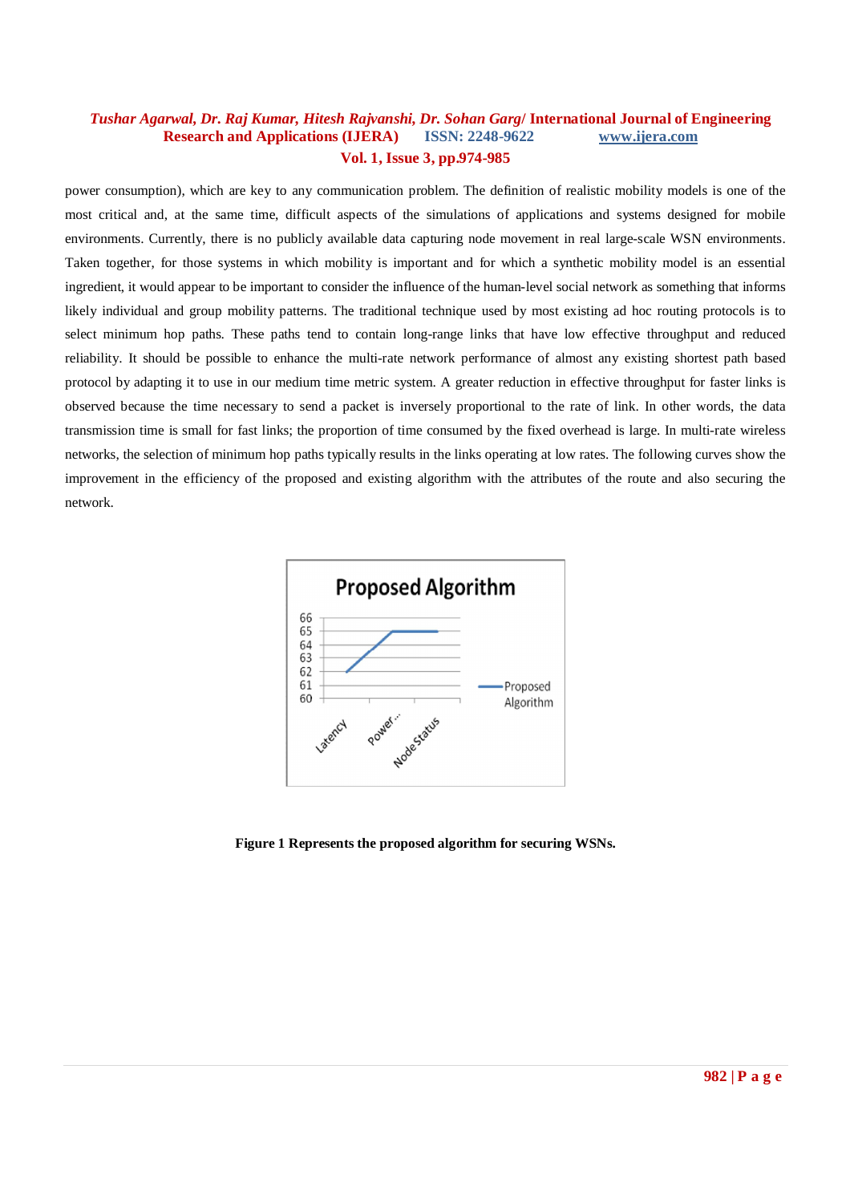power consumption), which are key to any communication problem. The definition of realistic mobility models is one of the most critical and, at the same time, difficult aspects of the simulations of applications and systems designed for mobile environments. Currently, there is no publicly available data capturing node movement in real large-scale WSN environments. Taken together, for those systems in which mobility is important and for which a synthetic mobility model is an essential ingredient, it would appear to be important to consider the influence of the human-level social network as something that informs likely individual and group mobility patterns. The traditional technique used by most existing ad hoc routing protocols is to select minimum hop paths. These paths tend to contain long-range links that have low effective throughput and reduced reliability. It should be possible to enhance the multi-rate network performance of almost any existing shortest path based protocol by adapting it to use in our medium time metric system. A greater reduction in effective throughput for faster links is observed because the time necessary to send a packet is inversely proportional to the rate of link. In other words, the data transmission time is small for fast links; the proportion of time consumed by the fixed overhead is large. In multi-rate wireless networks, the selection of minimum hop paths typically results in the links operating at low rates. The following curves show the improvement in the efficiency of the proposed and existing algorithm with the attributes of the route and also securing the network.

**Figure 1 Represents the proposed algorithm for securing WSNs.**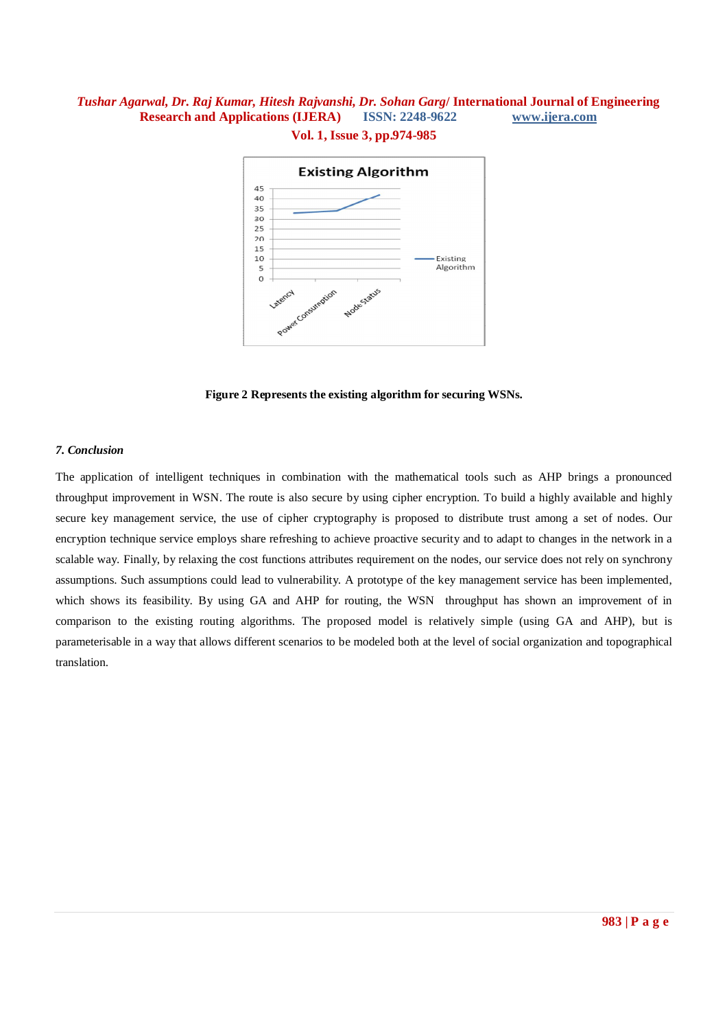**Figure 2 Represents the existing algorithm for securing WSNs.**

### *7. Conclusion*

The application of intelligent techniques in combination with the mathematical tools such as AHP brings a pronounced throughput improvement in WSN. The route is also secure by using cipher encryption. To build a highly available and highly secure key management service, the use of cipher cryptography is proposed to distribute trust among a set of nodes. Our encryption technique service employs share refreshing to achieve proactive security and to adapt to changes in the network in a scalable way. Finally, by relaxing the cost functions attributes requirement on the nodes, our service does not rely on synchrony assumptions. Such assumptions could lead to vulnerability. A prototype of the key management service has been implemented, which shows its feasibility. By using GA and AHP for routing, the WSN throughput has shown an improvement of in comparison to the existing routing algorithms. The proposed model is relatively simple (using GA and AHP), but is parameterisable in a way that allows different scenarios to be modeled both at the level of social organization and topographical translation.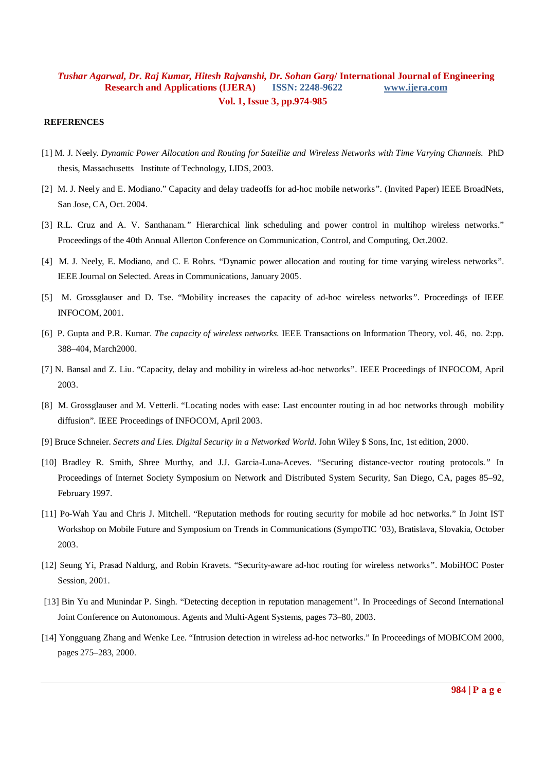**REFERENCES**

[1] M. J. Neely. *Dynamic Power Allocation and Routing for Satellite and Wireless Networks with Time Varying Channels.* PhD thesis, Massachusetts Institute of Technology, LIDS, 2003.

[2] M. J. Neely and E. Modiano." Capacity and delay tradeoffs for ad-hoc mobile networks". (Invited Paper) IEEE BroadNets, San Jose, CA, Oct. 2004.

[3] R.L. Cruz and A. V. Santhanam." Hierarchical link scheduling and power control in multihop wireless networks." Proceedings of the 40th Annual Allerton Conference on Communication, Control, and Computing, Oct.2002.

[4] M. J. Neely, E. Modiano, and C. E Rohrs. "Dynamic power allocation and routing for time varying wireless networks". IEEE Journal on Selected. Areas in Communications, January 2005.

[5] M. Grossglauser and D. Tse. "Mobility increases the capacity of ad-hoc wireless networks". Proceedings of IEEE INFOCOM, 2001.

[6] P. Gupta and P.R. Kumar. *The capacity of wireless networks.* IEEE Transactions on Information Theory, vol. 46, no. 2:pp. 388–404, March2000.

[7] N. Bansal and Z. Liu. "Capacity, delay and mobility in wireless ad-hoc networks". IEEE Proceedings of INFOCOM, April 2003.

[8] M. Grossglauser and M. Vetterli. "Locating nodes with ease: Last encounter routing in ad hoc networks through mobility diffusion". IEEE Proceedings of INFOCOM, April 2003.

[9] Bruce Schneier. *Secrets and Lies. Digital Security in a Networked World*. John Wiley $ Sons, Inc, 1st edition, 2000.

[10] Bradley R. Smith, Shree Murthy, and J.J. Garcia-Luna-Aceves. "Securing distance-vector routing protocols." In Proceedings of Internet Society Symposium on Network and Distributed System Security, San Diego, CA, pages 85–92, February 1997.

[11] Po-Wah Yau and Chris J. Mitchell. "Reputation methods for routing security for mobile ad hoc networks." In Joint IST Workshop on Mobile Future and Symposium on Trends in Communications (SympoTIC '03), Bratislava, Slovakia, October 2003.

[12] Seung Yi, Prasad Naldurg, and Robin Kravets. "Security-aware ad-hoc routing for wireless networks". MobiHOC Poster Session, 2001.

[13] Bin Yu and Munindar P. Singh. "Detecting deception in reputation management". In Proceedings of Second International Joint Conference on Autonomous. Agents and Multi-Agent Systems, pages 73–80, 2003.

[14] Yongguang Zhang and Wenke Lee. "Intrusion detection in wireless ad-hoc networks." In Proceedings of MOBICOM 2000, pages 275–283, 2000.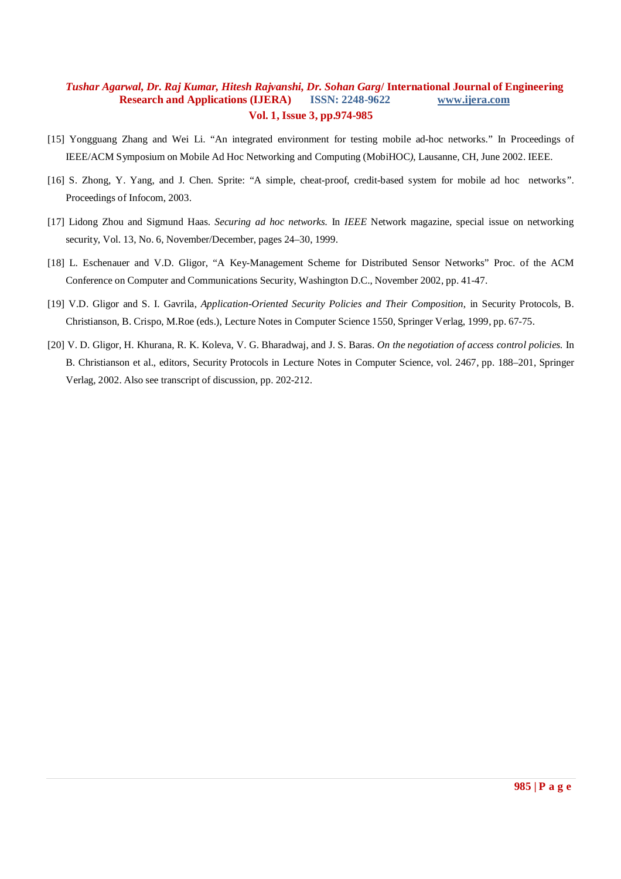[15] Yongguang Zhang and Wei Li. "An integrated environment for testing mobile ad-hoc networks." In Proceedings of IEEE/ACM Symposium on Mobile Ad Hoc Networking and Computing (MobiHOC*)*, Lausanne, CH, June 2002. IEEE.

[16] S. Zhong, Y. Yang, and J. Chen. Sprite: "A simple, cheat-proof, credit-based system for mobile ad hoc networks*"*. Proceedings of Infocom, 2003.

[17] Lidong Zhou and Sigmund Haas. *Securing ad hoc networks.* In *IEEE* Network magazine, special issue on networking security, Vol. 13, No. 6, November/December, pages 24–30, 1999.

[18] L. Eschenauer and V.D. Gligor, "A Key-Management Scheme for Distributed Sensor Networks" Proc. of the ACM Conference on Computer and Communications Security, Washington D.C., November 2002, pp. 41-47.

[19] V.D. Gligor and S. I. Gavrila, *Application-Oriented Security Policies and Their Composition*, in Security Protocols, B. Christianson, B. Crispo, M.Roe (eds.), Lecture Notes in Computer Science 1550, Springer Verlag, 1999, pp. 67-75.

[20] V. D. Gligor, H. Khurana, R. K. Koleva, V. G. Bharadwaj, and J. S. Baras. *On the negotiation of access control policies.* In B. Christianson et al., editors, Security Protocols in Lecture Notes in Computer Science, vol. 2467, pp. 188–201, Springer Verlag, 2002. Also see transcript of discussion, pp. 202-212.